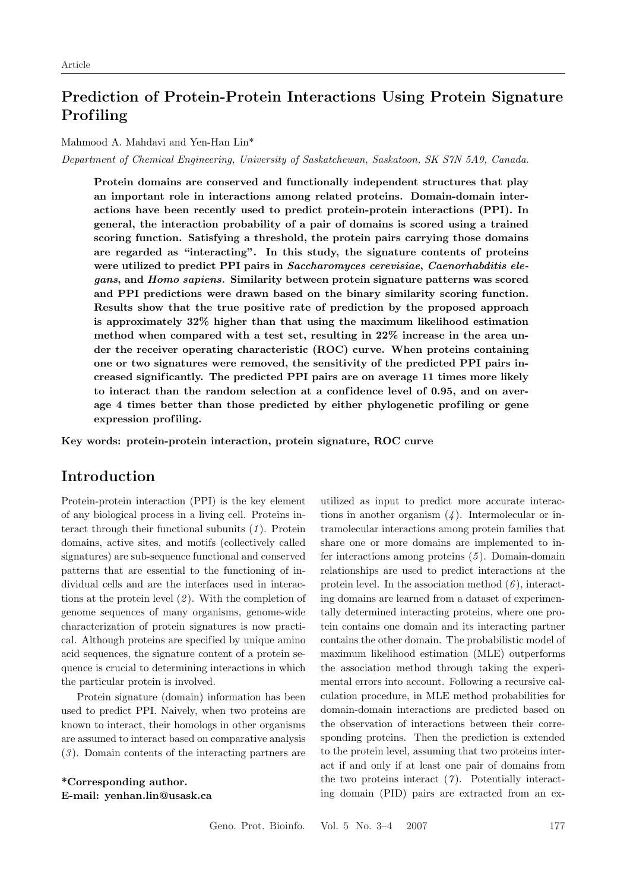Article

# Prediction of Protein-Protein Interactions Using Protein Signature Profiling

Mahmood A. Mahdavi and Yen-Han Lin*

*Department of Chemical Engineering, University of Saskatchewan, Saskatoon, SK S7N 5A9, Canada.*

**Protein domains are conserved and functionally independent structures that play an important role in interactions among related proteins. Domain-domain interactions have been recently used to predict protein-protein interactions (PPI). In general, the interaction probability of a pair of domains is scored using a trained scoring function. Satisfying a threshold, the protein pairs carrying those domains are regarded as "interacting". In this study, the signature contents of proteins were utilized to predict PPI pairs in *Saccharomyces cerevisiae*, *Caenorhabditis elegans*, and *Homo sapiens*. Similarity between protein signature patterns was scored and PPI predictions were drawn based on the binary similarity scoring function. Results show that the true positive rate of prediction by the proposed approach is approximately 32% higher than that using the maximum likelihood estimation method when compared with a test set, resulting in 22% increase in the area under the receiver operating characteristic (ROC) curve. When proteins containing one or two signatures were removed, the sensitivity of the predicted PPI pairs increased significantly. The predicted PPI pairs are on average 11 times more likely to interact than the random selection at a confidence level of 0.95, and on average 4 times better than those predicted by either phylogenetic profiling or gene expression profiling.**

**Key words: protein-protein interaction, protein signature, ROC curve**

## Introduction

Protein-protein interaction (PPI) is the key element of any biological process in a living cell. Proteins interact through their functional subunits (*1*). Protein domains, active sites, and motifs (collectively called signatures) are sub-sequence functional and conserved patterns that are essential to the functioning of individual cells and are the interfaces used in interactions at the protein level (*2*). With the completion of genome sequences of many organisms, genome-wide characterization of protein signatures is now practical. Although proteins are specified by unique amino acid sequences, the signature content of a protein sequence is crucial to determining interactions in which the particular protein is involved.

Protein signature (domain) information has been used to predict PPI. Naively, when two proteins are known to interact, their homologs in other organisms are assumed to interact based on comparative analysis (*3*). Domain contents of the interacting partners are utilized as input to predict more accurate interactions in another organism (*4*). Intermolecular or intramolecular interactions among protein families that share one or more domains are implemented to infer interactions among proteins (*5*). Domain-domain relationships are used to predict interactions at the protein level. In the association method (*6*), interacting domains are learned from a dataset of experimentally determined interacting proteins, where one protein contains one domain and its interacting partner contains the other domain. The probabilistic model of maximum likelihood estimation (MLE) outperforms the association method through taking the experimental errors into account. Following a recursive calculation procedure, in MLE method probabilities for domain-domain interactions are predicted based on the observation of interactions between their corresponding proteins. Then the prediction is extended to the protein level, assuming that two proteins interact if and only if at least one pair of domains from the two proteins interact (*7*). Potentially interacting domain (PID) pairs are extracted from an ex-

**\*Corresponding author.**
**E-mail: yenhan.lin@usask.ca**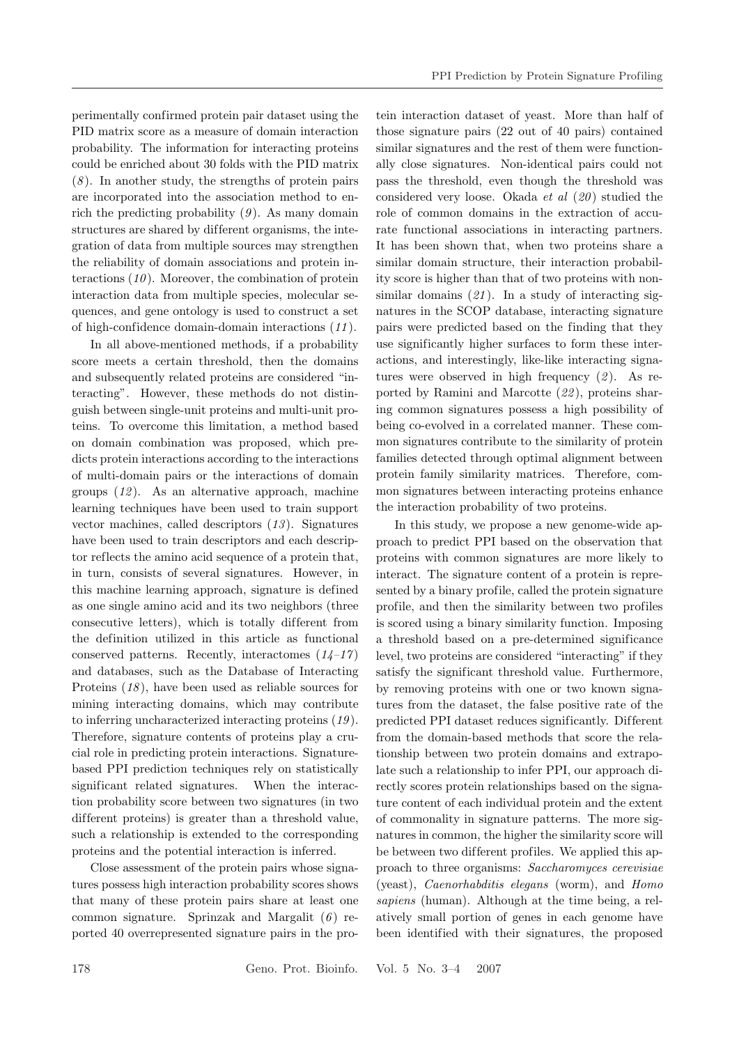perimentally confirmed protein pair dataset using the PID matrix score as a measure of domain interaction probability. The information for interacting proteins could be enriched about 30 folds with the PID matrix (*8*). In another study, the strengths of protein pairs are incorporated into the association method to enrich the predicting probability (*9*). As many domain structures are shared by different organisms, the integration of data from multiple sources may strengthen the reliability of domain associations and protein interactions (*10*). Moreover, the combination of protein interaction data from multiple species, molecular sequences, and gene ontology is used to construct a set of high-confidence domain-domain interactions (*11*).

In all above-mentioned methods, if a probability score meets a certain threshold, then the domains and subsequently related proteins are considered "interacting". However, these methods do not distinguish between single-unit proteins and multi-unit proteins. To overcome this limitation, a method based on domain combination was proposed, which predicts protein interactions according to the interactions of multi-domain pairs or the interactions of domain groups (*12*). As an alternative approach, machine learning techniques have been used to train support vector machines, called descriptors (*13*). Signatures have been used to train descriptors and each descriptor reflects the amino acid sequence of a protein that, in turn, consists of several signatures. However, in this machine learning approach, signature is defined as one single amino acid and its two neighbors (three consecutive letters), which is totally different from the definition utilized in this article as functional conserved patterns. Recently, interactomes (*14–17*) and databases, such as the Database of Interacting Proteins (*18*), have been used as reliable sources for mining interacting domains, which may contribute to inferring uncharacterized interacting proteins (*19*). Therefore, signature contents of proteins play a crucial role in predicting protein interactions. Signature-based PPI prediction techniques rely on statistically significant related signatures. When the interaction probability score between two signatures (in two different proteins) is greater than a threshold value, such a relationship is extended to the corresponding proteins and the potential interaction is inferred.

Close assessment of the protein pairs whose signatures possess high interaction probability scores shows that many of these protein pairs share at least one common signature. Sprinzak and Margalit (*6*) reported 40 overrepresented signature pairs in the protein interaction dataset of yeast. More than half of those signature pairs (22 out of 40 pairs) contained similar signatures and the rest of them were functionally close signatures. Non-identical pairs could not pass the threshold, even though the threshold was considered very loose. Okada *et al* (*20*) studied the role of common domains in the extraction of accurate functional associations in interacting partners. It has been shown that, when two proteins share a similar domain structure, their interaction probability score is higher than that of two proteins with non-similar domains (*21*). In a study of interacting signatures in the SCOP database, interacting signature pairs were predicted based on the finding that they use significantly higher surfaces to form these interactions, and interestingly, like-like interacting signatures were observed in high frequency (*2*). As reported by Ramini and Marcotte (*22*), proteins sharing common signatures possess a high possibility of being co-evolved in a correlated manner. These common signatures contribute to the similarity of protein families detected through optimal alignment between protein family similarity matrices. Therefore, common signatures between interacting proteins enhance the interaction probability of two proteins.

In this study, we propose a new genome-wide approach to predict PPI based on the observation that proteins with common signatures are more likely to interact. The signature content of a protein is represented by a binary profile, called the protein signature profile, and then the similarity between two profiles is scored using a binary similarity function. Imposing a threshold based on a pre-determined significance level, two proteins are considered "interacting" if they satisfy the significant threshold value. Furthermore, by removing proteins with one or two known signatures from the dataset, the false positive rate of the predicted PPI dataset reduces significantly. Different from the domain-based methods that score the relationship between two protein domains and extrapolate such a relationship to infer PPI, our approach directly scores protein relationships based on the signature content of each individual protein and the extent of commonality in signature patterns. The more signatures in common, the higher the similarity score will be between two different profiles. We applied this approach to three organisms: *Saccharomyces cerevisiae* (yeast), *Caenorhabditis elegans* (worm), and *Homo sapiens* (human). Although at the time being, a relatively small portion of genes in each genome have been identified with their signatures, the proposed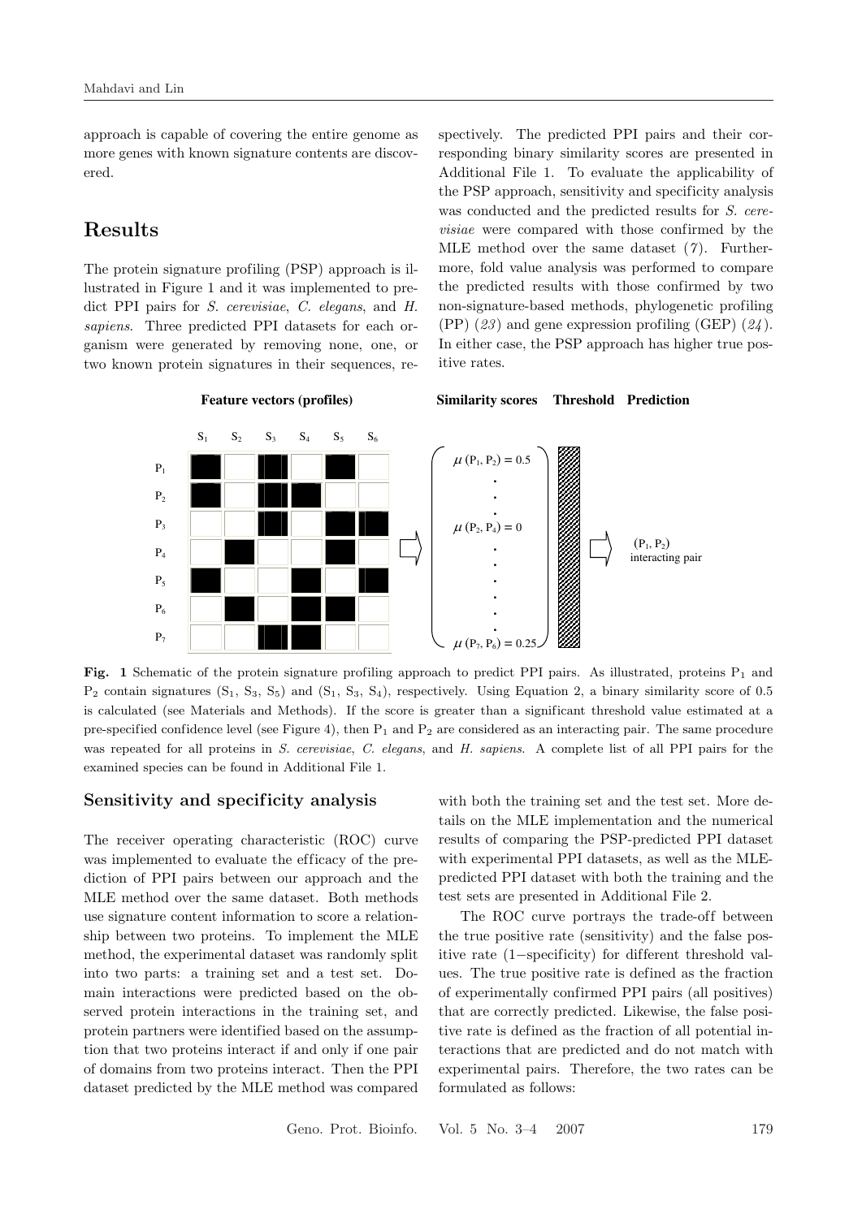approach is capable of covering the entire genome as more genes with known signature contents are discovered.

# Results

The protein signature profiling (PSP) approach is illustrated in Figure 1 and it was implemented to predict PPI pairs for *S. cerevisiae*, *C. elegans*, and *H. sapiens*. Three predicted PPI datasets for each organism were generated by removing none, one, or two known protein signatures in their sequences, respectively. The predicted PPI pairs and their corresponding binary similarity scores are presented in Additional File 1. To evaluate the applicability of the PSP approach, sensitivity and specificity analysis was conducted and the predicted results for *S. cerevisiae* were compared with those confirmed by the MLE method over the same dataset (*7*). Furthermore, fold value analysis was performed to compare the predicted results with those confirmed by two non-signature-based methods, phylogenetic profiling (PP) (*23*) and gene expression profiling (GEP) (*24*). In either case, the PSP approach has higher true positive rates.

**Fig. 1** Schematic of the protein signature profiling approach to predict PPI pairs. As illustrated, proteins $P_1$ and $P_2$ contain signatures ($S_1$, $S_3$, $S_5$) and ($S_1$, $S_3$, $S_4$), respectively. Using Equation 2, a binary similarity score of 0.5 is calculated (see Materials and Methods). If the score is greater than a significant threshold value estimated at a pre-specified confidence level (see Figure 4), then $P_1$ and $P_2$ are considered as an interacting pair. The same procedure was repeated for all proteins in *S. cerevisiae*, *C. elegans*, and *H. sapiens*. A complete list of all PPI pairs for the examined species can be found in Additional File 1.

## Sensitivity and specificity analysis

The receiver operating characteristic (ROC) curve was implemented to evaluate the efficacy of the prediction of PPI pairs between our approach and the MLE method over the same dataset. Both methods use signature content information to score a relationship between two proteins. To implement the MLE method, the experimental dataset was randomly split into two parts: a training set and a test set. Domain interactions were predicted based on the observed protein interactions in the training set, and protein partners were identified based on the assumption that two proteins interact if and only if one pair of domains from two proteins interact. Then the PPI dataset predicted by the MLE method was compared with both the training set and the test set. More details on the MLE implementation and the numerical results of comparing the PSP-predicted PPI dataset with experimental PPI datasets, as well as the MLE-predicted PPI dataset with both the training and the test sets are presented in Additional File 2.

The ROC curve portrays the trade-off between the true positive rate (sensitivity) and the false positive rate (1−specificity) for different threshold values. The true positive rate is defined as the fraction of experimentally confirmed PPI pairs (all positives) that are correctly predicted. Likewise, the false positive rate is defined as the fraction of all potential interactions that are predicted and do not match with experimental pairs. Therefore, the two rates can be formulated as follows: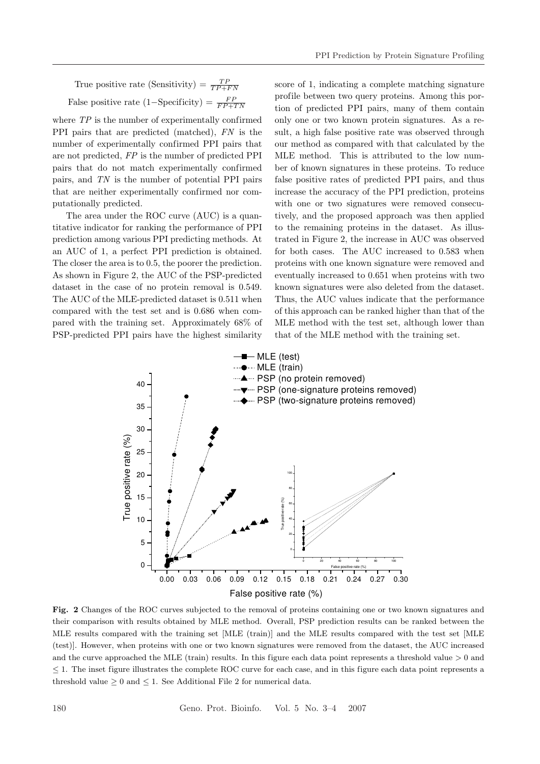$$\text{True positive rate (Sensitivity)} = \frac{TP}{TP+FN}$$

$$\text{False positive rate (1−Specificity)} = \frac{FP}{FP+TN}$$

where $TP$ is the number of experimentally confirmed PPI pairs that are predicted (matched), $FN$ is the number of experimentally confirmed PPI pairs that are not predicted, $FP$ is the number of predicted PPI pairs that do not match experimentally confirmed pairs, and $TN$ is the number of potential PPI pairs that are neither experimentally confirmed nor computationally predicted.

The area under the ROC curve (AUC) is a quantitative indicator for ranking the performance of PPI prediction among various PPI predicting methods. At an AUC of 1, a perfect PPI prediction is obtained. The closer the area is to 0.5, the poorer the prediction. As shown in Figure 2, the AUC of the PSP-predicted dataset in the case of no protein removal is 0.549. The AUC of the MLE-predicted dataset is 0.511 when compared with the test set and is 0.686 when compared with the training set. Approximately 68% of PSP-predicted PPI pairs have the highest similarity score of 1, indicating a complete matching signature profile between two query proteins. Among this portion of predicted PPI pairs, many of them contain only one or two known protein signatures. As a result, a high false positive rate was observed through our method as compared with that calculated by the MLE method. This is attributed to the low number of known signatures in these proteins. To reduce false positive rates of predicted PPI pairs, and thus increase the accuracy of the PPI prediction, proteins with one or two signatures were removed consecutively, and the proposed approach was then applied to the remaining proteins in the dataset. As illustrated in Figure 2, the increase in AUC was observed for both cases. The AUC increased to 0.583 when proteins with one known signature were removed and eventually increased to 0.651 when proteins with two known signatures were also deleted from the dataset. Thus, the AUC values indicate that the performance of this approach can be ranked higher than that of the MLE method with the test set, although lower than that of the MLE method with the training set.

**Fig. 2** Changes of the ROC curves subjected to the removal of proteins containing one or two known signatures and their comparison with results obtained by MLE method. Overall, PSP prediction results can be ranked between the MLE results compared with the training set [MLE (train)] and the MLE results compared with the test set [MLE (test)]. However, when proteins with one or two known signatures were removed from the dataset, the AUC increased and the curve approached the MLE (train) results. In this figure each data point represents a threshold value $> 0$ and $\leq 1$. The inset figure illustrates the complete ROC curve for each case, and in this figure each data point represents a threshold value $\geq 0$ and $\leq 1$. See Additional File 2 for numerical data.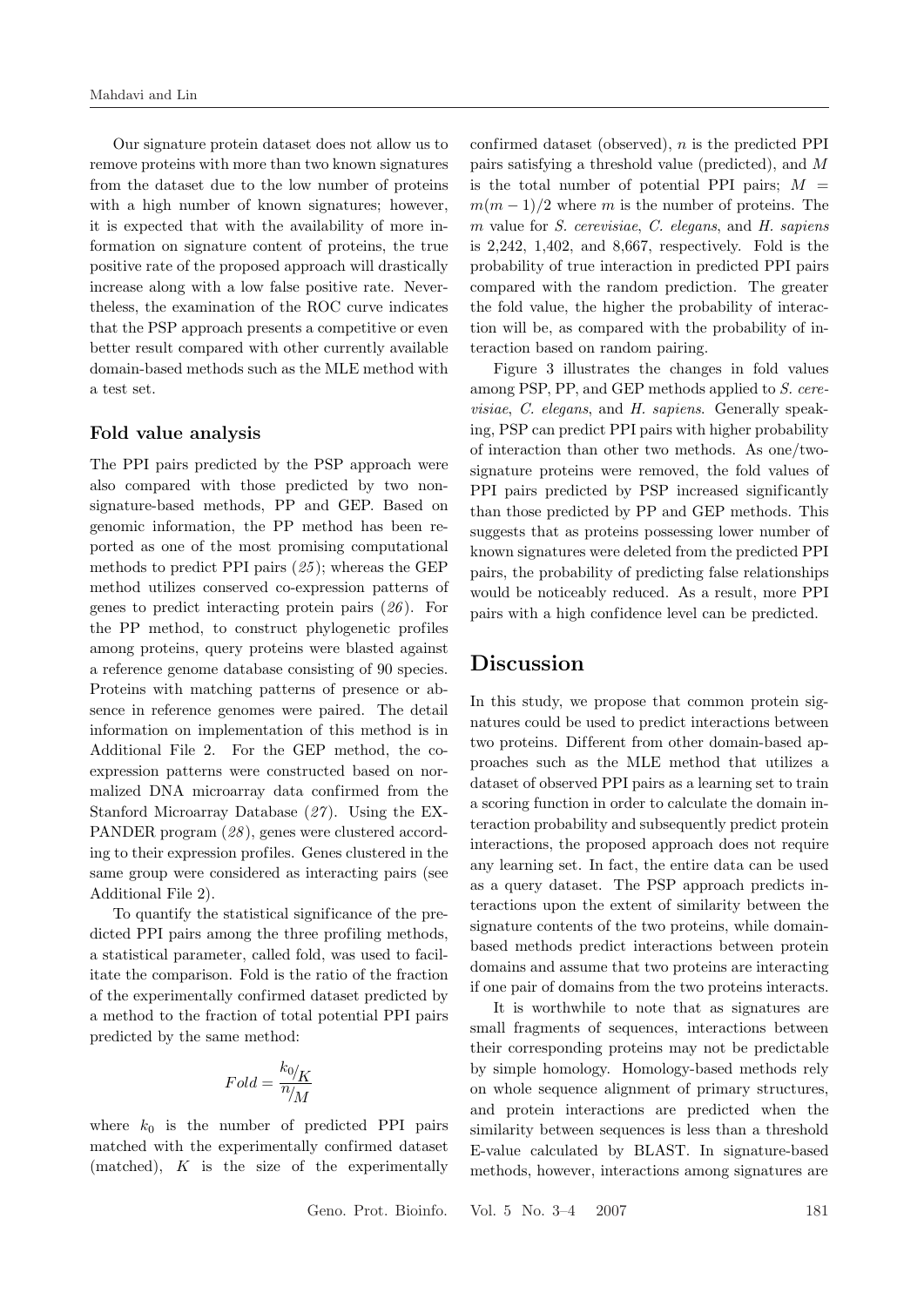Our signature protein dataset does not allow us to remove proteins with more than two known signatures from the dataset due to the low number of proteins with a high number of known signatures; however, it is expected that with the availability of more information on signature content of proteins, the true positive rate of the proposed approach will drastically increase along with a low false positive rate. Nevertheless, the examination of the ROC curve indicates that the PSP approach presents a competitive or even better result compared with other currently available domain-based methods such as the MLE method with a test set.

### Fold value analysis

The PPI pairs predicted by the PSP approach were also compared with those predicted by two non-signature-based methods, PP and GEP. Based on genomic information, the PP method has been reported as one of the most promising computational methods to predict PPI pairs (*25*); whereas the GEP method utilizes conserved co-expression patterns of genes to predict interacting protein pairs (*26*). For the PP method, to construct phylogenetic profiles among proteins, query proteins were blasted against a reference genome database consisting of 90 species. Proteins with matching patterns of presence or absence in reference genomes were paired. The detail information on implementation of this method is in Additional File 2. For the GEP method, the co-expression patterns were constructed based on normalized DNA microarray data confirmed from the Stanford Microarray Database (*27*). Using the EXPANDER program (*28*), genes were clustered according to their expression profiles. Genes clustered in the same group were considered as interacting pairs (see Additional File 2).

To quantify the statistical significance of the predicted PPI pairs among the three profiling methods, a statistical parameter, called fold, was used to facilitate the comparison. Fold is the ratio of the fraction of the experimentally confirmed dataset predicted by a method to the fraction of total potential PPI pairs predicted by the same method:

$$Fold = \frac{k_0/K}{n/M}$$

where $k_0$ is the number of predicted PPI pairs matched with the experimentally confirmed dataset (matched), $K$ is the size of the experimentally confirmed dataset (observed), $n$ is the predicted PPI pairs satisfying a threshold value (predicted), and $M$ is the total number of potential PPI pairs; $M = m(m-1)/2$ where $m$ is the number of proteins. The $m$ value for *S. cerevisiae*, *C. elegans*, and *H. sapiens* is 2,242, 1,402, and 8,667, respectively. Fold is the probability of true interaction in predicted PPI pairs compared with the random prediction. The greater the fold value, the higher the probability of interaction will be, as compared with the probability of interaction based on random pairing.

Figure 3 illustrates the changes in fold values among PSP, PP, and GEP methods applied to *S. cerevisiae*, *C. elegans*, and *H. sapiens*. Generally speaking, PSP can predict PPI pairs with higher probability of interaction than other two methods. As one/two-signature proteins were removed, the fold values of PPI pairs predicted by PSP increased significantly than those predicted by PP and GEP methods. This suggests that as proteins possessing lower number of known signatures were deleted from the predicted PPI pairs, the probability of predicting false relationships would be noticeably reduced. As a result, more PPI pairs with a high confidence level can be predicted.

## Discussion

In this study, we propose that common protein signatures could be used to predict interactions between two proteins. Different from other domain-based approaches such as the MLE method that utilizes a dataset of observed PPI pairs as a learning set to train a scoring function in order to calculate the domain interaction probability and subsequently predict protein interactions, the proposed approach does not require any learning set. In fact, the entire data can be used as a query dataset. The PSP approach predicts interactions upon the extent of similarity between the signature contents of the two proteins, while domain-based methods predict interactions between protein domains and assume that two proteins are interacting if one pair of domains from the two proteins interacts.

It is worthwhile to note that as signatures are small fragments of sequences, interactions between their corresponding proteins may not be predictable by simple homology. Homology-based methods rely on whole sequence alignment of primary structures, and protein interactions are predicted when the similarity between sequences is less than a threshold E-value calculated by BLAST. In signature-based methods, however, interactions among signatures are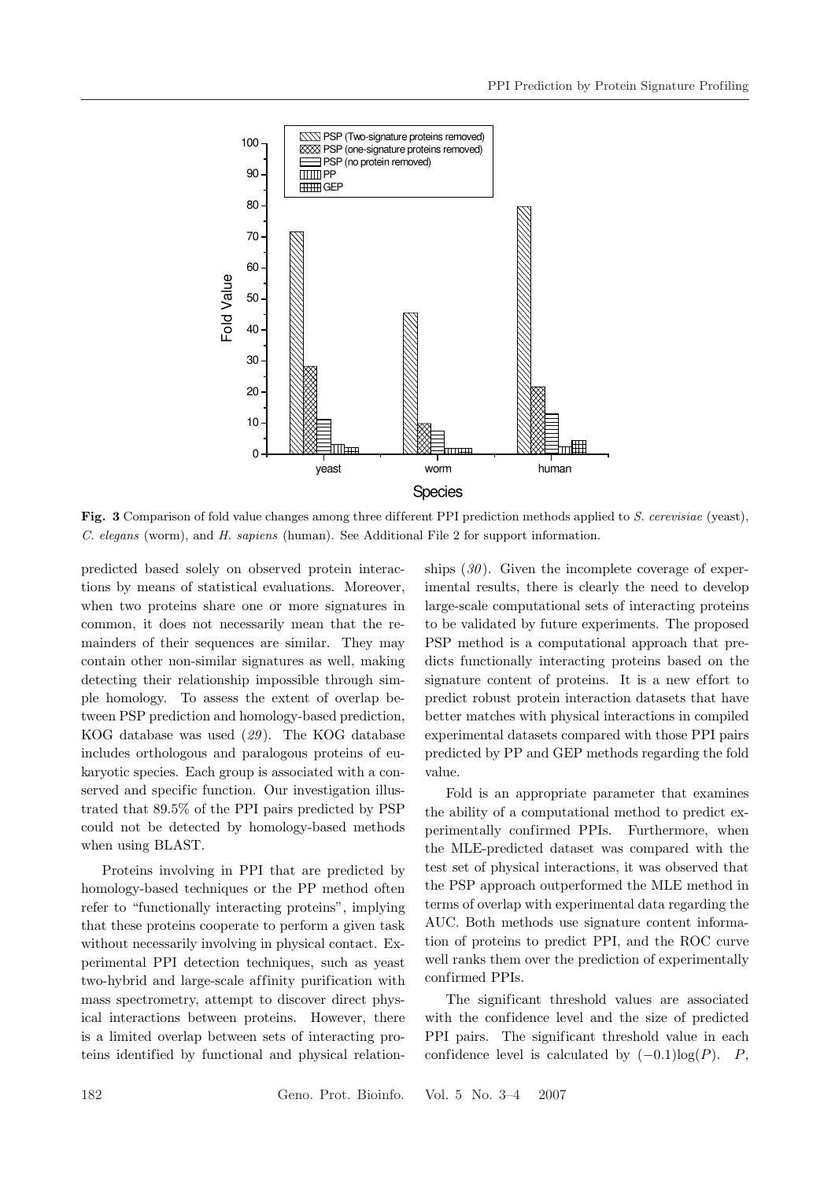PSP (Two-signature proteins removed)
PSP (one-signature proteins removed)
PSP (no protein removed)
PP
GEP

Fold Value

0
10
20
30
40
50
60
70
80
90
100

yeast
worm
human

Species

**Fig. 3** Comparison of fold value changes among three different PPI prediction methods applied to *S. cerevisiae* (yeast), *C. elegans* (worm), and *H. sapiens* (human). See Additional File 2 for support information.

predicted based solely on observed protein interactions by means of statistical evaluations. Moreover, when two proteins share one or more signatures in common, it does not necessarily mean that the remainders of their sequences are similar. They may contain other non-similar signatures as well, making detecting their relationship impossible through simple homology. To assess the extent of overlap between PSP prediction and homology-based prediction, KOG database was used (*29*). The KOG database includes orthologous and paralogous proteins of eukaryotic species. Each group is associated with a conserved and specific function. Our investigation illustrated that 89.5% of the PPI pairs predicted by PSP could not be detected by homology-based methods when using BLAST.

Proteins involving in PPI that are predicted by homology-based techniques or the PP method often refer to "functionally interacting proteins", implying that these proteins cooperate to perform a given task without necessarily involving in physical contact. Experimental PPI detection techniques, such as yeast two-hybrid and large-scale affinity purification with mass spectrometry, attempt to discover direct physical interactions between proteins. However, there is a limited overlap between sets of interacting proteins identified by functional and physical relationships (*30*). Given the incomplete coverage of experimental results, there is clearly the need to develop large-scale computational sets of interacting proteins to be validated by future experiments. The proposed PSP method is a computational approach that predicts functionally interacting proteins based on the signature content of proteins. It is a new effort to predict robust protein interaction datasets that have better matches with physical interactions in compiled experimental datasets compared with those PPI pairs predicted by PP and GEP methods regarding the fold value.

Fold is an appropriate parameter that examines the ability of a computational method to predict experimentally confirmed PPIs. Furthermore, when the MLE-predicted dataset was compared with the test set of physical interactions, it was observed that the PSP approach outperformed the MLE method in terms of overlap with experimental data regarding the AUC. Both methods use signature content information of proteins to predict PPI, and the ROC curve well ranks them over the prediction of experimentally confirmed PPIs.

The significant threshold values are associated with the confidence level and the size of predicted PPI pairs. The significant threshold value in each confidence level is calculated by $(-0.1)\log(P)$. $P$,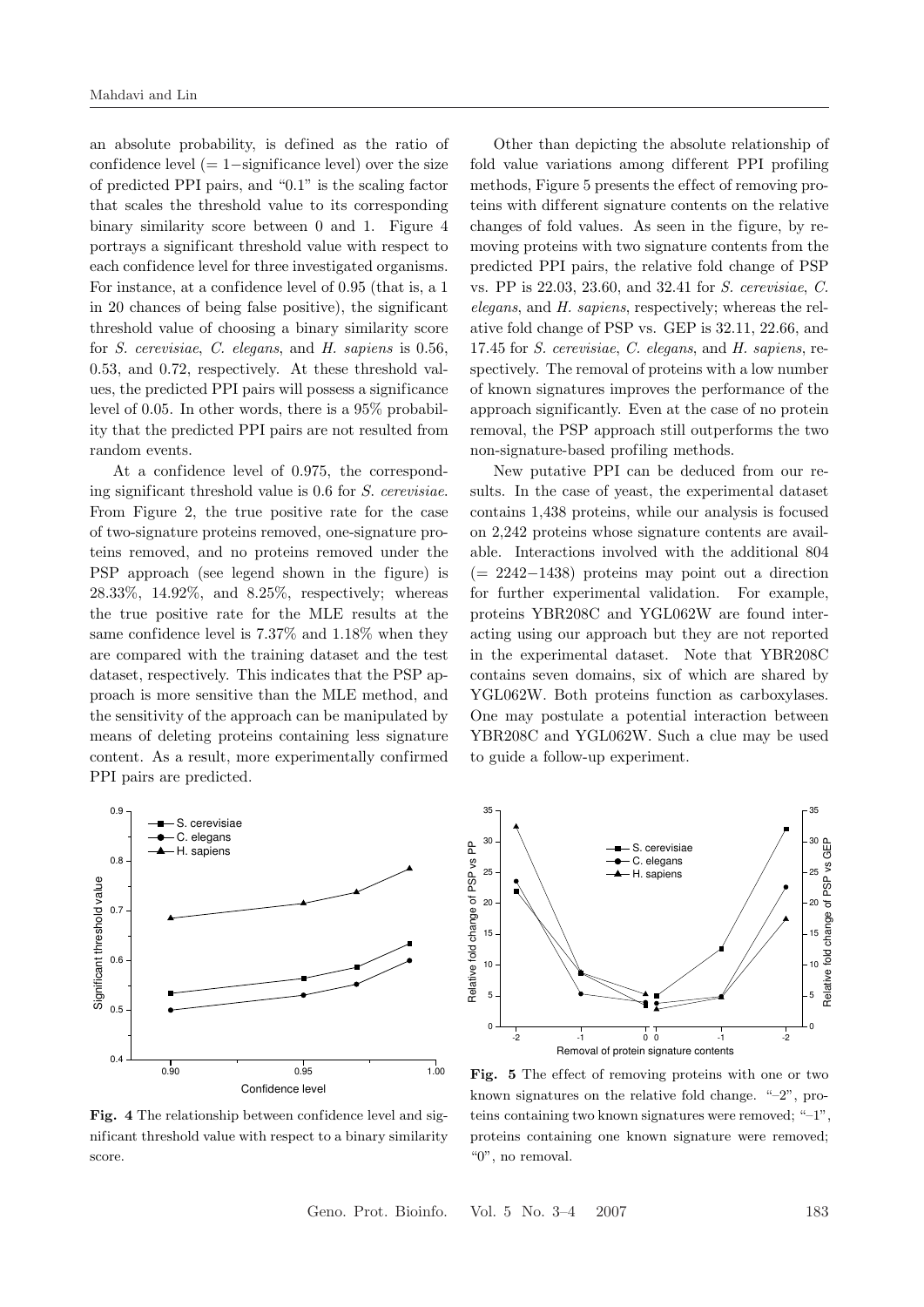an absolute probability, is defined as the ratio of confidence level (= 1−significance level) over the size of predicted PPI pairs, and "0.1" is the scaling factor that scales the threshold value to its corresponding binary similarity score between 0 and 1. Figure 4 portrays a significant threshold value with respect to each confidence level for three investigated organisms. For instance, at a confidence level of 0.95 (that is, a 1 in 20 chances of being false positive), the significant threshold value of choosing a binary similarity score for *S. cerevisiae*, *C. elegans*, and *H. sapiens* is 0.56, 0.53, and 0.72, respectively. At these threshold values, the predicted PPI pairs will possess a significance level of 0.05. In other words, there is a 95% probability that the predicted PPI pairs are not resulted from random events.

At a confidence level of 0.975, the corresponding significant threshold value is 0.6 for *S. cerevisiae*. From Figure 2, the true positive rate for the case of two-signature proteins removed, one-signature proteins removed, and no proteins removed under the PSP approach (see legend shown in the figure) is 28.33%, 14.92%, and 8.25%, respectively; whereas the true positive rate for the MLE results at the same confidence level is 7.37% and 1.18% when they are compared with the training dataset and the test dataset, respectively. This indicates that the PSP approach is more sensitive than the MLE method, and the sensitivity of the approach can be manipulated by means of deleting proteins containing less signature content. As a result, more experimentally confirmed PPI pairs are predicted.

Other than depicting the absolute relationship of fold value variations among different PPI profiling methods, Figure 5 presents the effect of removing proteins with different signature contents on the relative changes of fold values. As seen in the figure, by removing proteins with two signature contents from the predicted PPI pairs, the relative fold change of PSP vs. PP is 22.03, 23.60, and 32.41 for *S. cerevisiae*, *C. elegans*, and *H. sapiens*, respectively; whereas the relative fold change of PSP vs. GEP is 32.11, 22.66, and 17.45 for *S. cerevisiae*, *C. elegans*, and *H. sapiens*, respectively. The removal of proteins with a low number of known signatures improves the performance of the approach significantly. Even at the case of no protein removal, the PSP approach still outperforms the two non-signature-based profiling methods.

New putative PPI can be deduced from our results. In the case of yeast, the experimental dataset contains 1,438 proteins, while our analysis is focused on 2,242 proteins whose signature contents are available. Interactions involved with the additional 804 (= 2242−1438) proteins may point out a direction for further experimental validation. For example, proteins YBR208C and YGL062W are found interacting using our approach but they are not reported in the experimental dataset. Note that YBR208C contains seven domains, six of which are shared by YGL062W. Both proteins function as carboxylases. One may postulate a potential interaction between YBR208C and YGL062W. Such a clue may be used to guide a follow-up experiment.

**Fig. 4** The relationship between confidence level and significant threshold value with respect to a binary similarity score.

**Fig. 5** The effect of removing proteins with one or two known signatures on the relative fold change. "–2", proteins containing two known signatures were removed; "–1", proteins containing one known signature were removed; "0", no removal.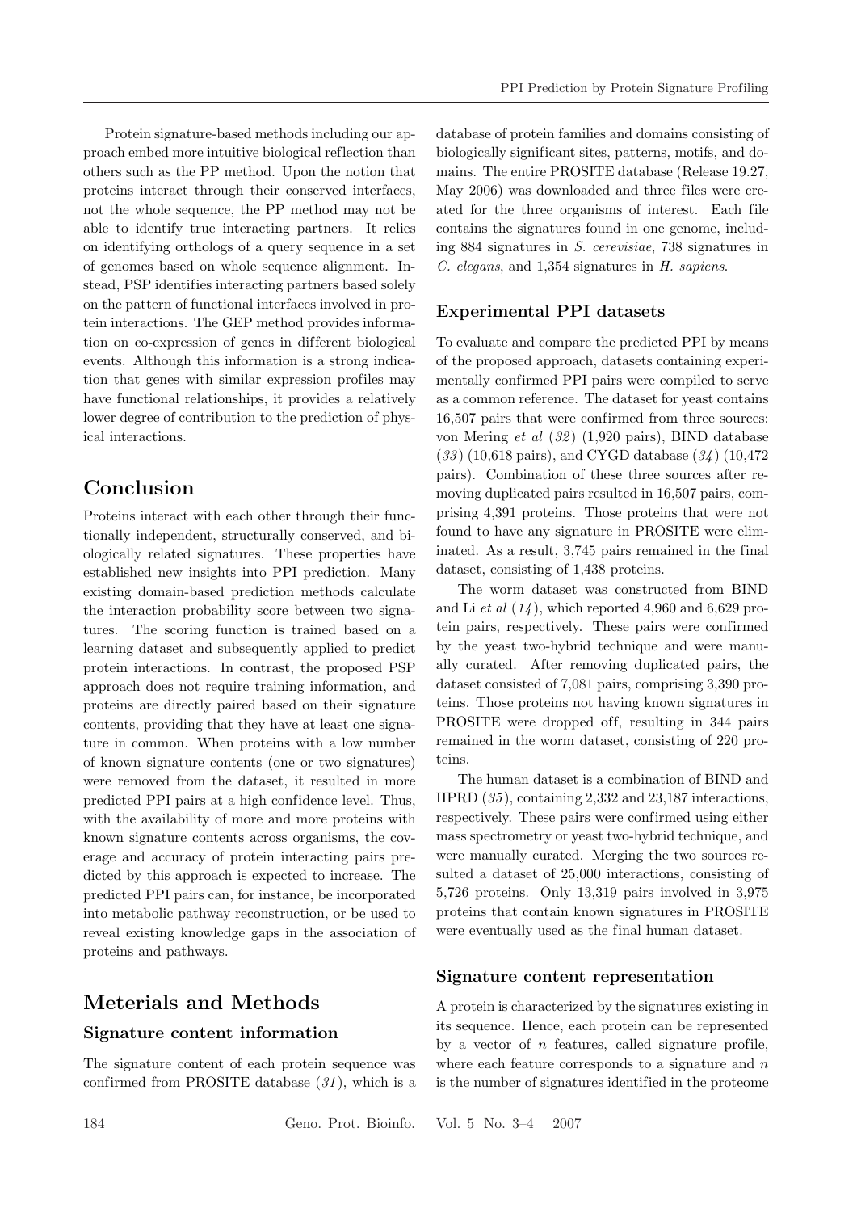Protein signature-based methods including our approach embed more intuitive biological reflection than others such as the PP method. Upon the notion that proteins interact through their conserved interfaces, not the whole sequence, the PP method may not be able to identify true interacting partners. It relies on identifying orthologs of a query sequence in a set of genomes based on whole sequence alignment. Instead, PSP identifies interacting partners based solely on the pattern of functional interfaces involved in protein interactions. The GEP method provides information on co-expression of genes in different biological events. Although this information is a strong indication that genes with similar expression profiles may have functional relationships, it provides a relatively lower degree of contribution to the prediction of physical interactions.

## Conclusion

Proteins interact with each other through their functionally independent, structurally conserved, and biologically related signatures. These properties have established new insights into PPI prediction. Many existing domain-based prediction methods calculate the interaction probability score between two signatures. The scoring function is trained based on a learning dataset and subsequently applied to predict protein interactions. In contrast, the proposed PSP approach does not require training information, and proteins are directly paired based on their signature contents, providing that they have at least one signature in common. When proteins with a low number of known signature contents (one or two signatures) were removed from the dataset, it resulted in more predicted PPI pairs at a high confidence level. Thus, with the availability of more and more proteins with known signature contents across organisms, the coverage and accuracy of protein interacting pairs predicted by this approach is expected to increase. The predicted PPI pairs can, for instance, be incorporated into metabolic pathway reconstruction, or be used to reveal existing knowledge gaps in the association of proteins and pathways.

## Meterials and Methods

### Signature content information

The signature content of each protein sequence was confirmed from PROSITE database (*31*), which is a database of protein families and domains consisting of biologically significant sites, patterns, motifs, and domains. The entire PROSITE database (Release 19.27, May 2006) was downloaded and three files were created for the three organisms of interest. Each file contains the signatures found in one genome, including 884 signatures in *S. cerevisiae*, 738 signatures in *C. elegans*, and 1,354 signatures in *H. sapiens*.

### Experimental PPI datasets

To evaluate and compare the predicted PPI by means of the proposed approach, datasets containing experimentally confirmed PPI pairs were compiled to serve as a common reference. The dataset for yeast contains 16,507 pairs that were confirmed from three sources: von Mering *et al* (*32*) (1,920 pairs), BIND database (*33*) (10,618 pairs), and CYGD database (*34*) (10,472 pairs). Combination of these three sources after removing duplicated pairs resulted in 16,507 pairs, comprising 4,391 proteins. Those proteins that were not found to have any signature in PROSITE were eliminated. As a result, 3,745 pairs remained in the final dataset, consisting of 1,438 proteins.

The worm dataset was constructed from BIND and Li *et al* (*14*), which reported 4,960 and 6,629 protein pairs, respectively. These pairs were confirmed by the yeast two-hybrid technique and were manually curated. After removing duplicated pairs, the dataset consisted of 7,081 pairs, comprising 3,390 proteins. Those proteins not having known signatures in PROSITE were dropped off, resulting in 344 pairs remained in the worm dataset, consisting of 220 proteins.

The human dataset is a combination of BIND and HPRD (*35*), containing 2,332 and 23,187 interactions, respectively. These pairs were confirmed using either mass spectrometry or yeast two-hybrid technique, and were manually curated. Merging the two sources resulted a dataset of 25,000 interactions, consisting of 5,726 proteins. Only 13,319 pairs involved in 3,975 proteins that contain known signatures in PROSITE were eventually used as the final human dataset.

### Signature content representation

A protein is characterized by the signatures existing in its sequence. Hence, each protein can be represented by a vector of $n$ features, called signature profile, where each feature corresponds to a signature and $n$ is the number of signatures identified in the proteome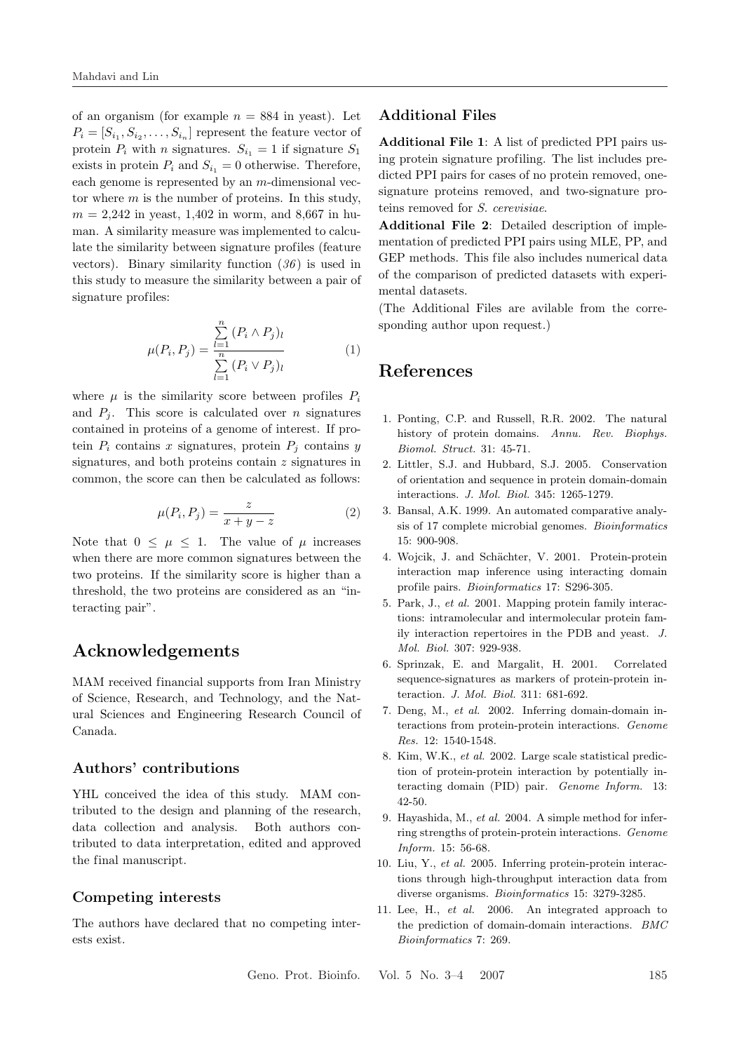of an organism (for example $n = 884$ in yeast). Let $P_i = [S_{i_1}, S_{i_2}, \ldots, S_{i_n}]$ represent the feature vector of protein $P_i$ with $n$ signatures. $S_{i_1} = 1$ if signature $S_1$ exists in protein $P_i$ and $S_{i_1} = 0$ otherwise. Therefore, each genome is represented by an $m$-dimensional vector where $m$ is the number of proteins. In this study, $m$ = 2,242 in yeast, 1,402 in worm, and 8,667 in human. A similarity measure was implemented to calculate the similarity between signature profiles (feature vectors). Binary similarity function (*36*) is used in this study to measure the similarity between a pair of signature profiles:

$$\mu(P_i, P_j) = \frac{\sum_{l=1}^{n} (P_i \wedge P_j)_l}{\sum_{l=1}^{n} (P_i \vee P_j)_l} \quad (1)$$

where $\mu$ is the similarity score between profiles $P_i$ and $P_j$. This score is calculated over $n$ signatures contained in proteins of a genome of interest. If protein $P_i$ contains $x$ signatures, protein $P_j$ contains $y$ signatures, and both proteins contain $z$ signatures in common, the score can then be calculated as follows:

$$\mu(P_i, P_j) = \frac{z}{x + y - z} \quad (2)$$

Note that $0 \leq \mu \leq 1$. The value of $\mu$ increases when there are more common signatures between the two proteins. If the similarity score is higher than a threshold, the two proteins are considered as an "interacting pair".

## Acknowledgements

MAM received financial supports from Iran Ministry of Science, Research, and Technology, and the Natural Sciences and Engineering Research Council of Canada.

### Authors' contributions

YHL conceived the idea of this study. MAM contributed to the design and planning of the research, data collection and analysis. Both authors contributed to data interpretation, edited and approved the final manuscript.

### Competing interests

The authors have declared that no competing interests exist.

### Additional Files

**Additional File 1**: A list of predicted PPI pairs using protein signature profiling. The list includes predicted PPI pairs for cases of no protein removed, one-signature proteins removed, and two-signature proteins removed for *S. cerevisiae*.

**Additional File 2**: Detailed description of implementation of predicted PPI pairs using MLE, PP, and GEP methods. This file also includes numerical data of the comparison of predicted datasets with experimental datasets.

(The Additional Files are avilable from the corresponding author upon request.)

## References

1. Ponting, C.P. and Russell, R.R. 2002. The natural history of protein domains. *Annu. Rev. Biophys. Biomol. Struct.* 31: 45-71.
2. Littler, S.J. and Hubbard, S.J. 2005. Conservation of orientation and sequence in protein domain-domain interactions. *J. Mol. Biol.* 345: 1265-1279.
3. Bansal, A.K. 1999. An automated comparative analysis of 17 complete microbial genomes. *Bioinformatics* 15: 900-908.
4. Wojcik, J. and Schächter, V. 2001. Protein-protein interaction map inference using interacting domain profile pairs. *Bioinformatics* 17: S296-305.
5. Park, J., *et al.* 2001. Mapping protein family interactions: intramolecular and intermolecular protein family interaction repertoires in the PDB and yeast. *J. Mol. Biol.* 307: 929-938.
6. Sprinzak, E. and Margalit, H. 2001. Correlated sequence-signatures as markers of protein-protein interaction. *J. Mol. Biol.* 311: 681-692.
7. Deng, M., *et al.* 2002. Inferring domain-domain interactions from protein-protein interactions. *Genome Res.* 12: 1540-1548.
8. Kim, W.K., *et al.* 2002. Large scale statistical prediction of protein-protein interaction by potentially interacting domain (PID) pair. *Genome Inform.* 13: 42-50.
9. Hayashida, M., *et al.* 2004. A simple method for inferring strengths of protein-protein interactions. *Genome Inform.* 15: 56-68.
10. Liu, Y., *et al.* 2005. Inferring protein-protein interactions through high-throughput interaction data from diverse organisms. *Bioinformatics* 15: 3279-3285.
11. Lee, H., *et al.* 2006. An integrated approach to the prediction of domain-domain interactions. *BMC Bioinformatics* 7: 269.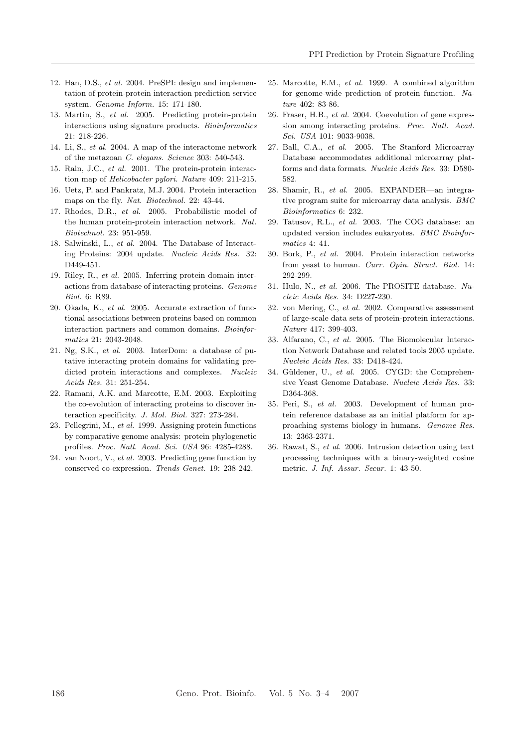12. Han, D.S., *et al.* 2004. PreSPI: design and implementation of protein-protein interaction prediction service system. *Genome Inform.* 15: 171-180.
13. Martin, S., *et al.* 2005. Predicting protein-protein interactions using signature products. *Bioinformatics* 21: 218-226.
14. Li, S., *et al.* 2004. A map of the interactome network of the metazoan *C. elegans*. *Science* 303: 540-543.
15. Rain, J.C., *et al.* 2001. The protein-protein interaction map of *Helicobacter pylori*. *Nature* 409: 211-215.
16. Uetz, P. and Pankratz, M.J. 2004. Protein interaction maps on the fly. *Nat. Biotechnol.* 22: 43-44.
17. Rhodes, D.R., *et al.* 2005. Probabilistic model of the human protein-protein interaction network. *Nat. Biotechnol.* 23: 951-959.
18. Salwinski, L., *et al.* 2004. The Database of Interacting Proteins: 2004 update. *Nucleic Acids Res.* 32: D449-451.
19. Riley, R., *et al.* 2005. Inferring protein domain interactions from database of interacting proteins. *Genome Biol.* 6: R89.
20. Okada, K., *et al.* 2005. Accurate extraction of functional associations between proteins based on common interaction partners and common domains. *Bioinformatics* 21: 2043-2048.
21. Ng, S.K., *et al.* 2003. InterDom: a database of putative interacting protein domains for validating predicted protein interactions and complexes. *Nucleic Acids Res.* 31: 251-254.
22. Ramani, A.K. and Marcotte, E.M. 2003. Exploiting the co-evolution of interacting proteins to discover interaction specificity. *J. Mol. Biol.* 327: 273-284.
23. Pellegrini, M., *et al.* 1999. Assigning protein functions by comparative genome analysis: protein phylogenetic profiles. *Proc. Natl. Acad. Sci. USA* 96: 4285-4288.
24. van Noort, V., *et al.* 2003. Predicting gene function by conserved co-expression. *Trends Genet.* 19: 238-242.
25. Marcotte, E.M., *et al.* 1999. A combined algorithm for genome-wide prediction of protein function. *Nature* 402: 83-86.
26. Fraser, H.B., *et al.* 2004. Coevolution of gene expression among interacting proteins. *Proc. Natl. Acad. Sci. USA* 101: 9033-9038.
27. Ball, C.A., *et al.* 2005. The Stanford Microarray Database accommodates additional microarray platforms and data formats. *Nucleic Acids Res.* 33: D580-582.
28. Shamir, R., *et al.* 2005. EXPANDER—an integrative program suite for microarray data analysis. *BMC Bioinformatics* 6: 232.
29. Tatusov, R.L., *et al.* 2003. The COG database: an updated version includes eukaryotes. *BMC Bioinformatics* 4: 41.
30. Bork, P., *et al.* 2004. Protein interaction networks from yeast to human. *Curr. Opin. Struct. Biol.* 14: 292-299.
31. Hulo, N., *et al.* 2006. The PROSITE database. *Nucleic Acids Res.* 34: D227-230.
32. von Mering, C., *et al.* 2002. Comparative assessment of large-scale data sets of protein-protein interactions. *Nature* 417: 399-403.
33. Alfarano, C., *et al.* 2005. The Biomolecular Interaction Network Database and related tools 2005 update. *Nucleic Acids Res.* 33: D418-424.
34. Güldener, U., *et al.* 2005. CYGD: the Comprehensive Yeast Genome Database. *Nucleic Acids Res.* 33: D364-368.
35. Peri, S., *et al.* 2003. Development of human protein reference database as an initial platform for approaching systems biology in humans. *Genome Res.* 13: 2363-2371.
36. Rawat, S., *et al.* 2006. Intrusion detection using text processing techniques with a binary-weighted cosine metric. *J. Inf. Assur. Secur.* 1: 43-50.